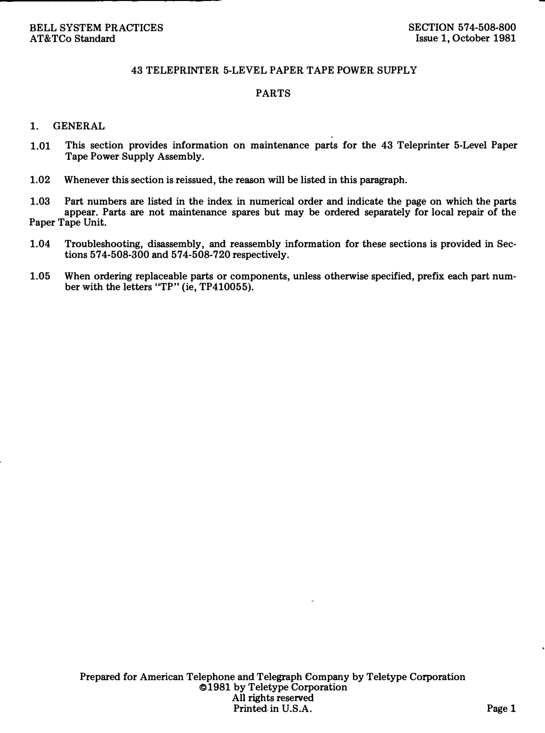BELL SYSTEM PRACTICES
AT&TCo Standard

SECTION 574-508-800
Issue 1, October 1981

# 43 TELEPRINTER 5-LEVEL PAPER TAPE POWER SUPPLY

## PARTS

### 1. GENERAL

1.01 This section provides information on maintenance parts for the 43 Teleprinter 5-Level Paper Tape Power Supply Assembly.

1.02 Whenever this section is reissued, the reason will be listed in this paragraph.

1.03 Part numbers are listed in the index in numerical order and indicate the page on which the parts appear. Parts are not maintenance spares but may be ordered separately for local repair of the Paper Tape Unit.

1.04 Troubleshooting, disassembly, and reassembly information for these sections is provided in Sections 574-508-300 and 574-508-720 respectively.

1.05 When ordering replaceable parts or components, unless otherwise specified, prefix each part number with the letters "TP" (ie, TP410055).

Prepared for American Telephone and Telegraph Company by Teletype Corporation
©1981 by Teletype Corporation
All rights reserved
Printed in U.S.A.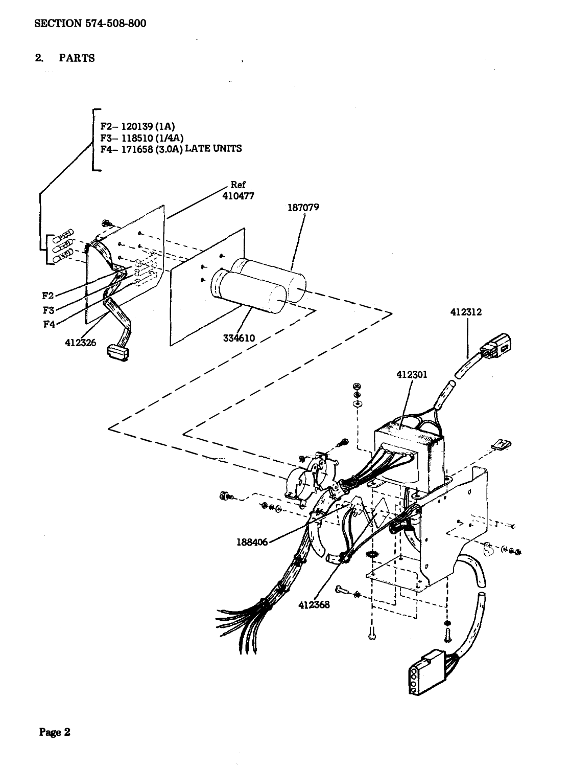## 2. PARTS

F2– 120139 (1A)
F3– 118510 (1/4A)
F4– 171658 (3.0A) LATE UNITS

Ref 410477

187079

F2

F3

F4

412326

334610

412312

412301

188406

412368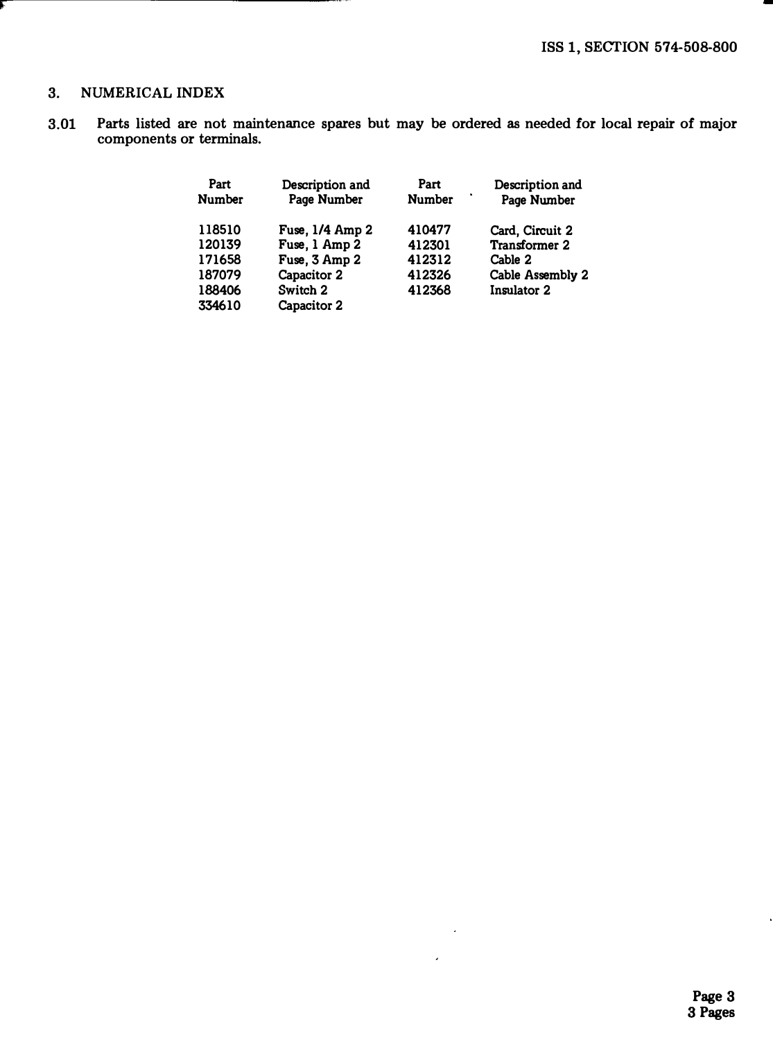## 3. NUMERICAL INDEX

3.01 Parts listed are not maintenance spares but may be ordered as needed for local repair of major components or terminals.

| Part Number | Description and Page Number | Part Number | Description and Page Number |
|---|---|---|---|
| 118510 | Fuse, 1/4 Amp 2 | 410477 | Card, Circuit 2 |
| 120139 | Fuse, 1 Amp 2 | 412301 | Transformer 2 |
| 171658 | Fuse, 3 Amp 2 | 412312 | Cable 2 |
| 187079 | Capacitor 2 | 412326 | Cable Assembly 2 |
| 188406 | Switch 2 | 412368 | Insulator 2 |
| 334610 | Capacitor 2 | | |